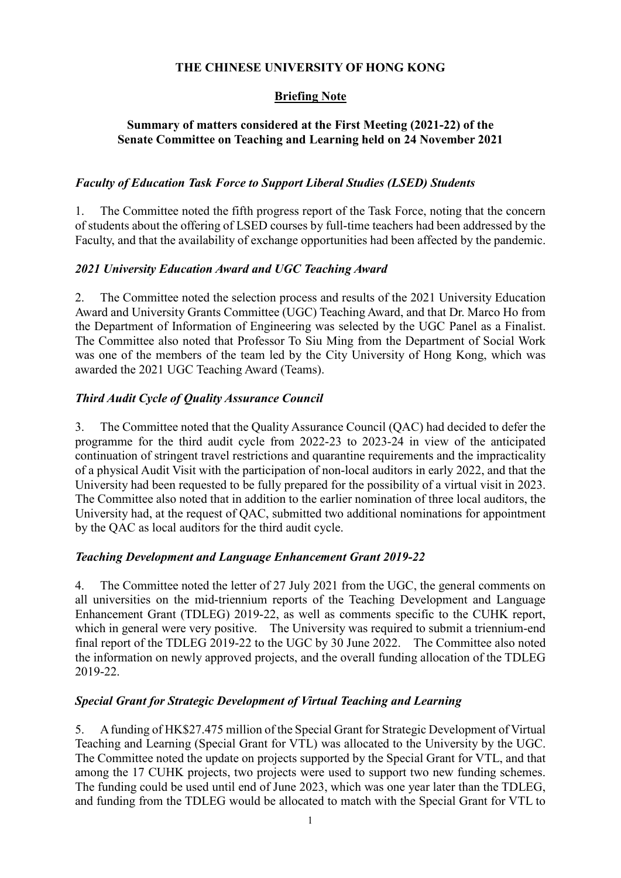**THE CHINESE UNIVERSITY OF HONG KONG**

**Briefing Note**

**Summary of matters considered at the First Meeting (2021-22) of the Senate Committee on Teaching and Learning held on 24 November 2021**

***Faculty of Education Task Force to Support Liberal Studies (LSED) Students***

1. The Committee noted the fifth progress report of the Task Force, noting that the concern of students about the offering of LSED courses by full-time teachers had been addressed by the Faculty, and that the availability of exchange opportunities had been affected by the pandemic.

***2021 University Education Award and UGC Teaching Award***

2. The Committee noted the selection process and results of the 2021 University Education Award and University Grants Committee (UGC) Teaching Award, and that Dr. Marco Ho from the Department of Information of Engineering was selected by the UGC Panel as a Finalist. The Committee also noted that Professor To Siu Ming from the Department of Social Work was one of the members of the team led by the City University of Hong Kong, which was awarded the 2021 UGC Teaching Award (Teams).

***Third Audit Cycle of Quality Assurance Council***

3. The Committee noted that the Quality Assurance Council (QAC) had decided to defer the programme for the third audit cycle from 2022-23 to 2023-24 in view of the anticipated continuation of stringent travel restrictions and quarantine requirements and the impracticality of a physical Audit Visit with the participation of non-local auditors in early 2022, and that the University had been requested to be fully prepared for the possibility of a virtual visit in 2023. The Committee also noted that in addition to the earlier nomination of three local auditors, the University had, at the request of QAC, submitted two additional nominations for appointment by the QAC as local auditors for the third audit cycle.

***Teaching Development and Language Enhancement Grant 2019-22***

4. The Committee noted the letter of 27 July 2021 from the UGC, the general comments on all universities on the mid-triennium reports of the Teaching Development and Language Enhancement Grant (TDLEG) 2019-22, as well as comments specific to the CUHK report, which in general were very positive. The University was required to submit a triennium-end final report of the TDLEG 2019-22 to the UGC by 30 June 2022. The Committee also noted the information on newly approved projects, and the overall funding allocation of the TDLEG 2019-22.

***Special Grant for Strategic Development of Virtual Teaching and Learning***

5. A funding of HK$27.475 million of the Special Grant for Strategic Development of Virtual Teaching and Learning (Special Grant for VTL) was allocated to the University by the UGC. The Committee noted the update on projects supported by the Special Grant for VTL, and that among the 17 CUHK projects, two projects were used to support two new funding schemes. The funding could be used until end of June 2023, which was one year later than the TDLEG, and funding from the TDLEG would be allocated to match with the Special Grant for VTL to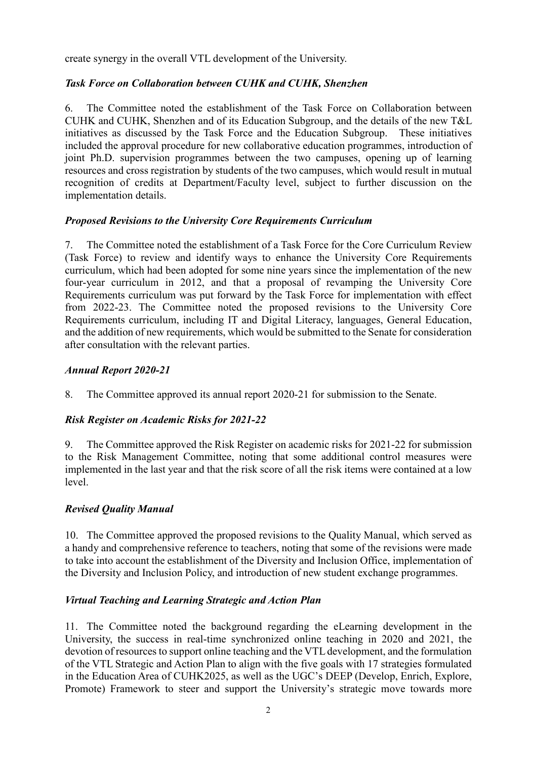create synergy in the overall VTL development of the University.

### *Task Force on Collaboration between CUHK and CUHK, Shenzhen*

6. The Committee noted the establishment of the Task Force on Collaboration between CUHK and CUHK, Shenzhen and of its Education Subgroup, and the details of the new T&L initiatives as discussed by the Task Force and the Education Subgroup. These initiatives included the approval procedure for new collaborative education programmes, introduction of joint Ph.D. supervision programmes between the two campuses, opening up of learning resources and cross registration by students of the two campuses, which would result in mutual recognition of credits at Department/Faculty level, subject to further discussion on the implementation details.

### *Proposed Revisions to the University Core Requirements Curriculum*

7. The Committee noted the establishment of a Task Force for the Core Curriculum Review (Task Force) to review and identify ways to enhance the University Core Requirements curriculum, which had been adopted for some nine years since the implementation of the new four-year curriculum in 2012, and that a proposal of revamping the University Core Requirements curriculum was put forward by the Task Force for implementation with effect from 2022-23. The Committee noted the proposed revisions to the University Core Requirements curriculum, including IT and Digital Literacy, languages, General Education, and the addition of new requirements, which would be submitted to the Senate for consideration after consultation with the relevant parties.

### *Annual Report 2020-21*

8. The Committee approved its annual report 2020-21 for submission to the Senate.

### *Risk Register on Academic Risks for 2021-22*

9. The Committee approved the Risk Register on academic risks for 2021-22 for submission to the Risk Management Committee, noting that some additional control measures were implemented in the last year and that the risk score of all the risk items were contained at a low level.

### *Revised Quality Manual*

10. The Committee approved the proposed revisions to the Quality Manual, which served as a handy and comprehensive reference to teachers, noting that some of the revisions were made to take into account the establishment of the Diversity and Inclusion Office, implementation of the Diversity and Inclusion Policy, and introduction of new student exchange programmes.

### *Virtual Teaching and Learning Strategic and Action Plan*

11. The Committee noted the background regarding the eLearning development in the University, the success in real-time synchronized online teaching in 2020 and 2021, the devotion of resources to support online teaching and the VTL development, and the formulation of the VTL Strategic and Action Plan to align with the five goals with 17 strategies formulated in the Education Area of CUHK2025, as well as the UGC's DEEP (Develop, Enrich, Explore, Promote) Framework to steer and support the University's strategic move towards more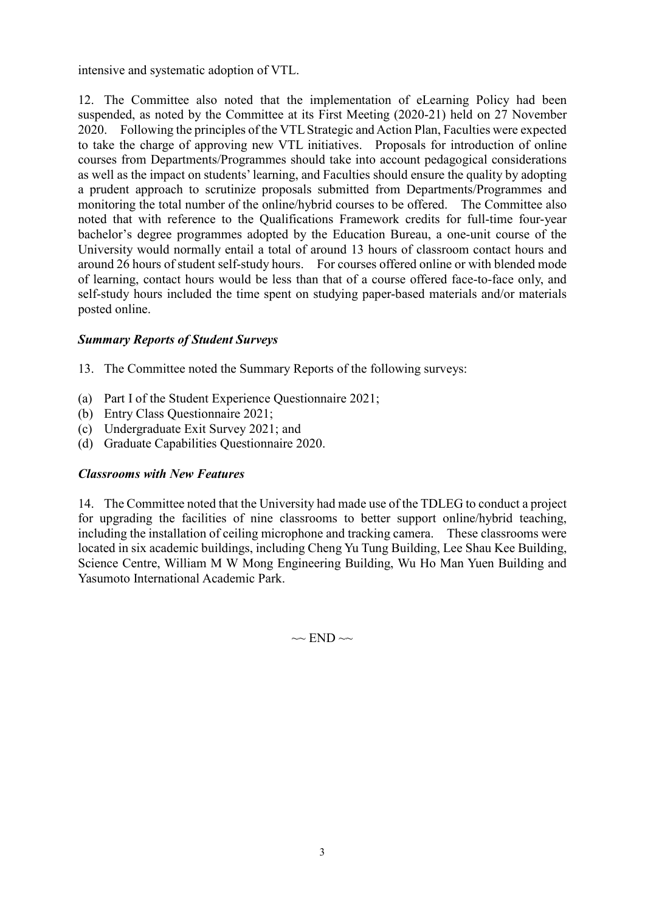intensive and systematic adoption of VTL.

12. The Committee also noted that the implementation of eLearning Policy had been suspended, as noted by the Committee at its First Meeting (2020-21) held on 27 November 2020. Following the principles of the VTL Strategic and Action Plan, Faculties were expected to take the charge of approving new VTL initiatives. Proposals for introduction of online courses from Departments/Programmes should take into account pedagogical considerations as well as the impact on students' learning, and Faculties should ensure the quality by adopting a prudent approach to scrutinize proposals submitted from Departments/Programmes and monitoring the total number of the online/hybrid courses to be offered. The Committee also noted that with reference to the Qualifications Framework credits for full-time four-year bachelor's degree programmes adopted by the Education Bureau, a one-unit course of the University would normally entail a total of around 13 hours of classroom contact hours and around 26 hours of student self-study hours. For courses offered online or with blended mode of learning, contact hours would be less than that of a course offered face-to-face only, and self-study hours included the time spent on studying paper-based materials and/or materials posted online.

***Summary Reports of Student Surveys***

13. The Committee noted the Summary Reports of the following surveys:

(a) Part I of the Student Experience Questionnaire 2021;
(b) Entry Class Questionnaire 2021;
(c) Undergraduate Exit Survey 2021; and
(d) Graduate Capabilities Questionnaire 2020.

***Classrooms with New Features***

14. The Committee noted that the University had made use of the TDLEG to conduct a project for upgrading the facilities of nine classrooms to better support online/hybrid teaching, including the installation of ceiling microphone and tracking camera. These classrooms were located in six academic buildings, including Cheng Yu Tung Building, Lee Shau Kee Building, Science Centre, William M W Mong Engineering Building, Wu Ho Man Yuen Building and Yasumoto International Academic Park.

~~ END ~~